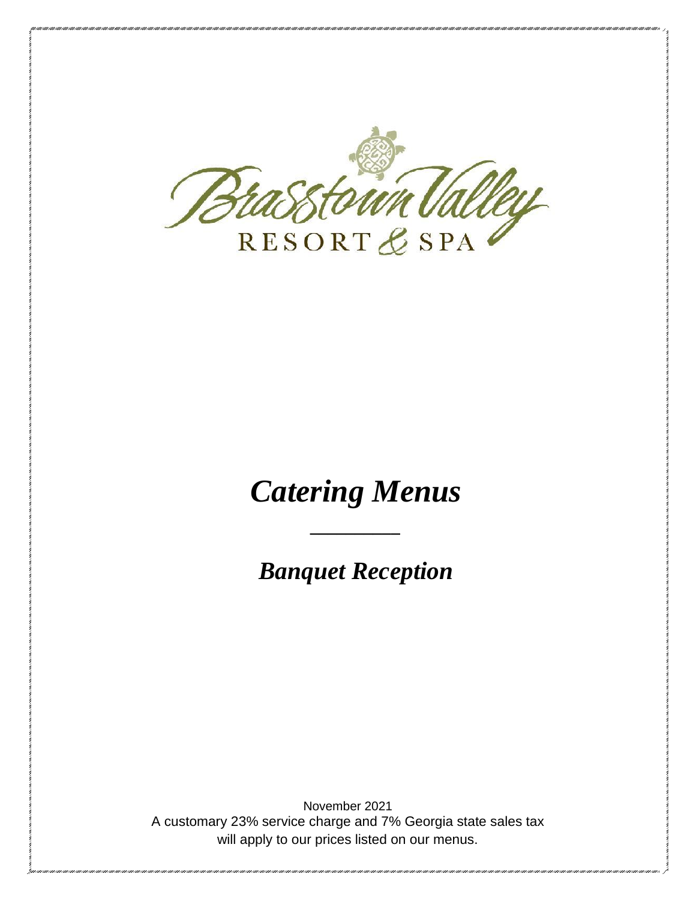Brasstown Valley

RESORT & SPA

# *Catering Menus*

---

## *Banquet Reception*

November 2021

A customary 23% service charge and 7% Georgia state sales tax will apply to our prices listed on our menus.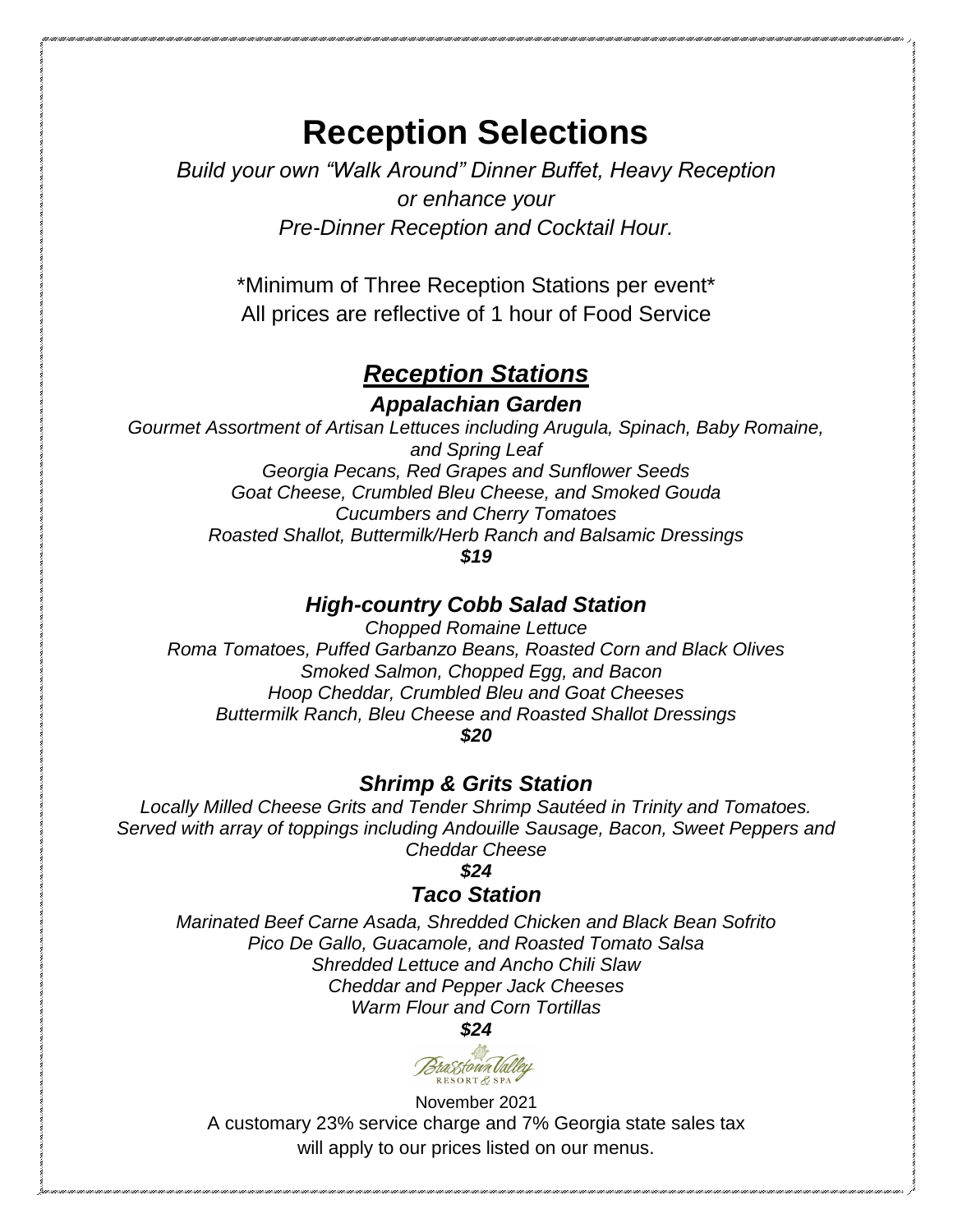# Reception Selections

*Build your own "Walk Around" Dinner Buffet, Heavy Reception*
*or enhance your*
*Pre-Dinner Reception and Cocktail Hour.*

*Minimum of Three Reception Stations per event*
All prices are reflective of 1 hour of Food Service

## ***Reception Stations***

### ***Appalachian Garden***

*Gourmet Assortment of Artisan Lettuces including Arugula, Spinach, Baby Romaine, and Spring Leaf*
*Georgia Pecans, Red Grapes and Sunflower Seeds*
*Goat Cheese, Crumbled Bleu Cheese, and Smoked Gouda*
*Cucumbers and Cherry Tomatoes*
*Roasted Shallot, Buttermilk/Herb Ranch and Balsamic Dressings*
***$19***

### ***High-country Cobb Salad Station***

*Chopped Romaine Lettuce*
*Roma Tomatoes, Puffed Garbanzo Beans, Roasted Corn and Black Olives*
*Smoked Salmon, Chopped Egg, and Bacon*
*Hoop Cheddar, Crumbled Bleu and Goat Cheeses*
*Buttermilk Ranch, Bleu Cheese and Roasted Shallot Dressings*
***$20***

### ***Shrimp & Grits Station***

*Locally Milled Cheese Grits and Tender Shrimp Sautéed in Trinity and Tomatoes. Served with array of toppings including Andouille Sausage, Bacon, Sweet Peppers and Cheddar Cheese*
***$24***

### ***Taco Station***

*Marinated Beef Carne Asada, Shredded Chicken and Black Bean Sofrito*
*Pico De Gallo, Guacamole, and Roasted Tomato Salsa*
*Shredded Lettuce and Ancho Chili Slaw*
*Cheddar and Pepper Jack Cheeses*
*Warm Flour and Corn Tortillas*
***$24***

Brasstown Valley Resort & Spa

November 2021
A customary 23% service charge and 7% Georgia state sales tax will apply to our prices listed on our menus.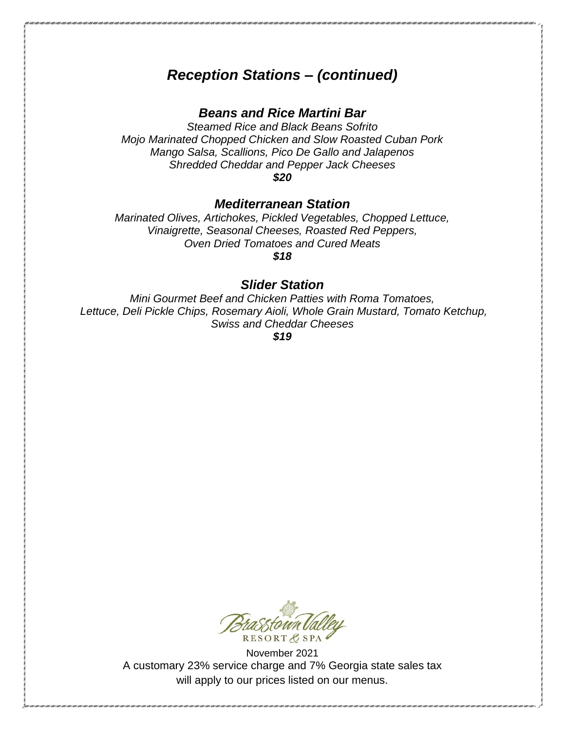# *Reception Stations – (continued)*

## *Beans and Rice Martini Bar*

*Steamed Rice and Black Beans Sofrito*
*Mojo Marinated Chopped Chicken and Slow Roasted Cuban Pork*
*Mango Salsa, Scallions, Pico De Gallo and Jalapenos*
*Shredded Cheddar and Pepper Jack Cheeses*
***$20***

## *Mediterranean Station*

*Marinated Olives, Artichokes, Pickled Vegetables, Chopped Lettuce,*
*Vinaigrette, Seasonal Cheeses, Roasted Red Peppers,*
*Oven Dried Tomatoes and Cured Meats*
***$18***

## *Slider Station*

*Mini Gourmet Beef and Chicken Patties with Roma Tomatoes,*
*Lettuce, Deli Pickle Chips, Rosemary Aioli, Whole Grain Mustard, Tomato Ketchup,*
*Swiss and Cheddar Cheeses*
***$19***

Brasstown Valley RESORT & SPA

November 2021
A customary 23% service charge and 7% Georgia state sales tax
will apply to our prices listed on our menus.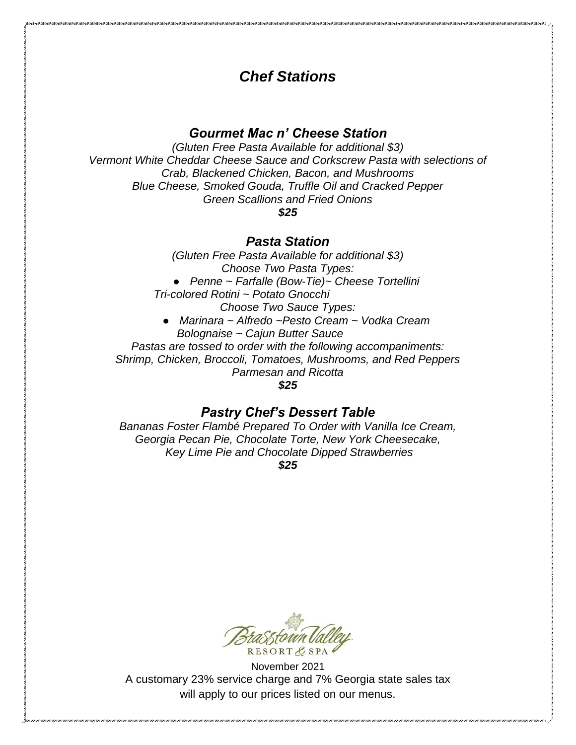# *Chef Stations*

## *Gourmet Mac n' Cheese Station*

*(Gluten Free Pasta Available for additional $3)*
*Vermont White Cheddar Cheese Sauce and Corkscrew Pasta with selections of*
*Crab, Blackened Chicken, Bacon, and Mushrooms*
*Blue Cheese, Smoked Gouda, Truffle Oil and Cracked Pepper*
*Green Scallions and Fried Onions*
***$25***

## *Pasta Station*

*(Gluten Free Pasta Available for additional $3)*
*Choose Two Pasta Types:*

- *Penne ~ Farfalle (Bow-Tie)~ Cheese Tortellini*
  *Tri-colored Rotini ~ Potato Gnocchi*

*Choose Two Sauce Types:*

- *Marinara ~ Alfredo ~Pesto Cream ~ Vodka Cream*
  *Bolognaise ~ Cajun Butter Sauce*

*Pastas are tossed to order with the following accompaniments:*
*Shrimp, Chicken, Broccoli, Tomatoes, Mushrooms, and Red Peppers*
*Parmesan and Ricotta*
***$25***

## *Pastry Chef's Dessert Table*

*Bananas Foster Flambé Prepared To Order with Vanilla Ice Cream,*
*Georgia Pecan Pie, Chocolate Torte, New York Cheesecake,*
*Key Lime Pie and Chocolate Dipped Strawberries*
***$25***

Brasstown Valley RESORT & SPA

November 2021
A customary 23% service charge and 7% Georgia state sales tax will apply to our prices listed on our menus.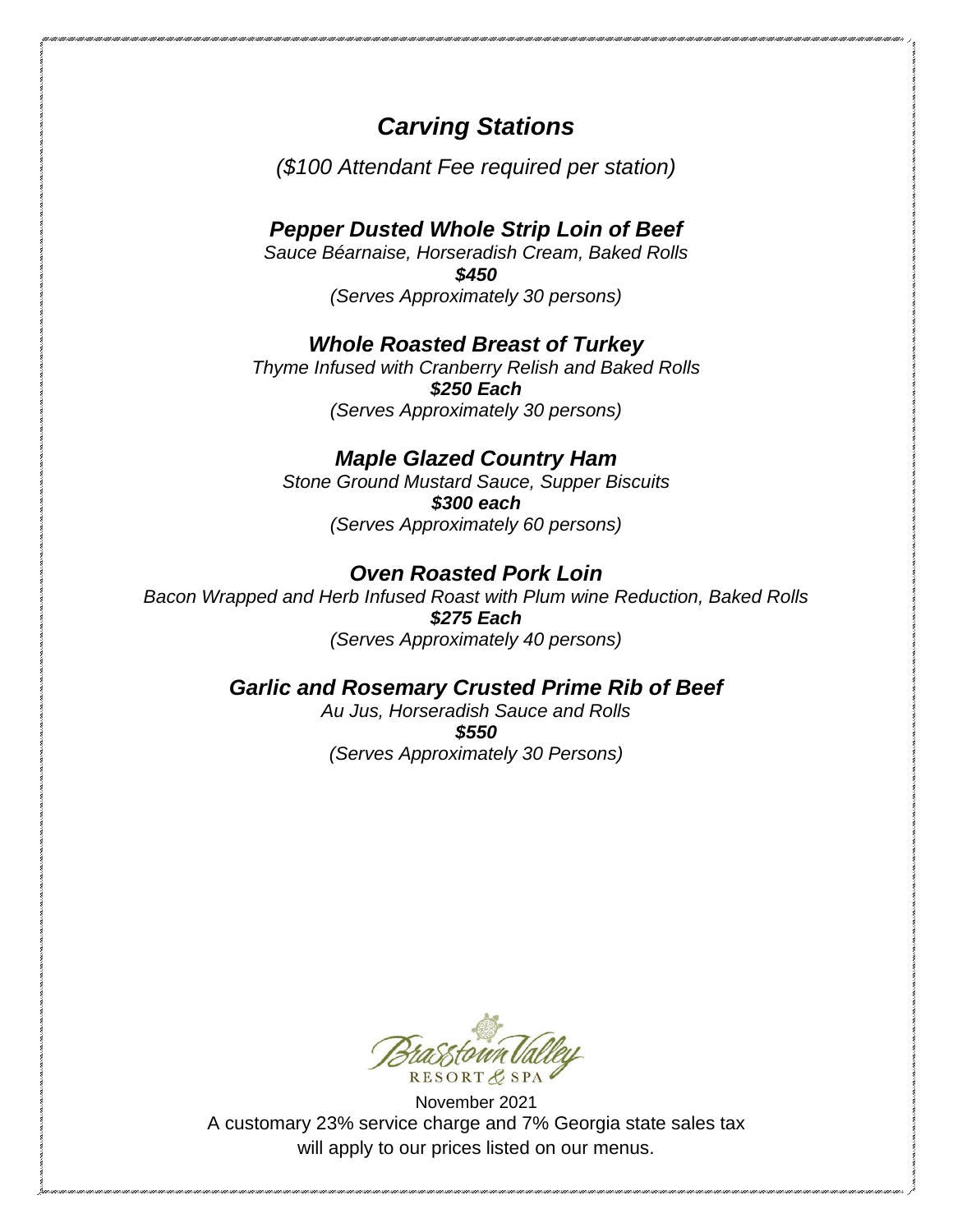# *Carving Stations*

*($100 Attendant Fee required per station)*

### ***Pepper Dusted Whole Strip Loin of Beef***

*Sauce Béarnaise, Horseradish Cream, Baked Rolls*

***$450***

*(Serves Approximately 30 persons)*

### ***Whole Roasted Breast of Turkey***

*Thyme Infused with Cranberry Relish and Baked Rolls*

***$250 Each***

*(Serves Approximately 30 persons)*

### ***Maple Glazed Country Ham***

*Stone Ground Mustard Sauce, Supper Biscuits*

***$300 each***

*(Serves Approximately 60 persons)*

### ***Oven Roasted Pork Loin***

*Bacon Wrapped and Herb Infused Roast with Plum wine Reduction, Baked Rolls*

***$275 Each***

*(Serves Approximately 40 persons)*

### ***Garlic and Rosemary Crusted Prime Rib of Beef***

*Au Jus, Horseradish Sauce and Rolls*

***$550***

*(Serves Approximately 30 Persons)*

Brasstown Valley RESORT & SPA

November 2021

A customary 23% service charge and 7% Georgia state sales tax will apply to our prices listed on our menus.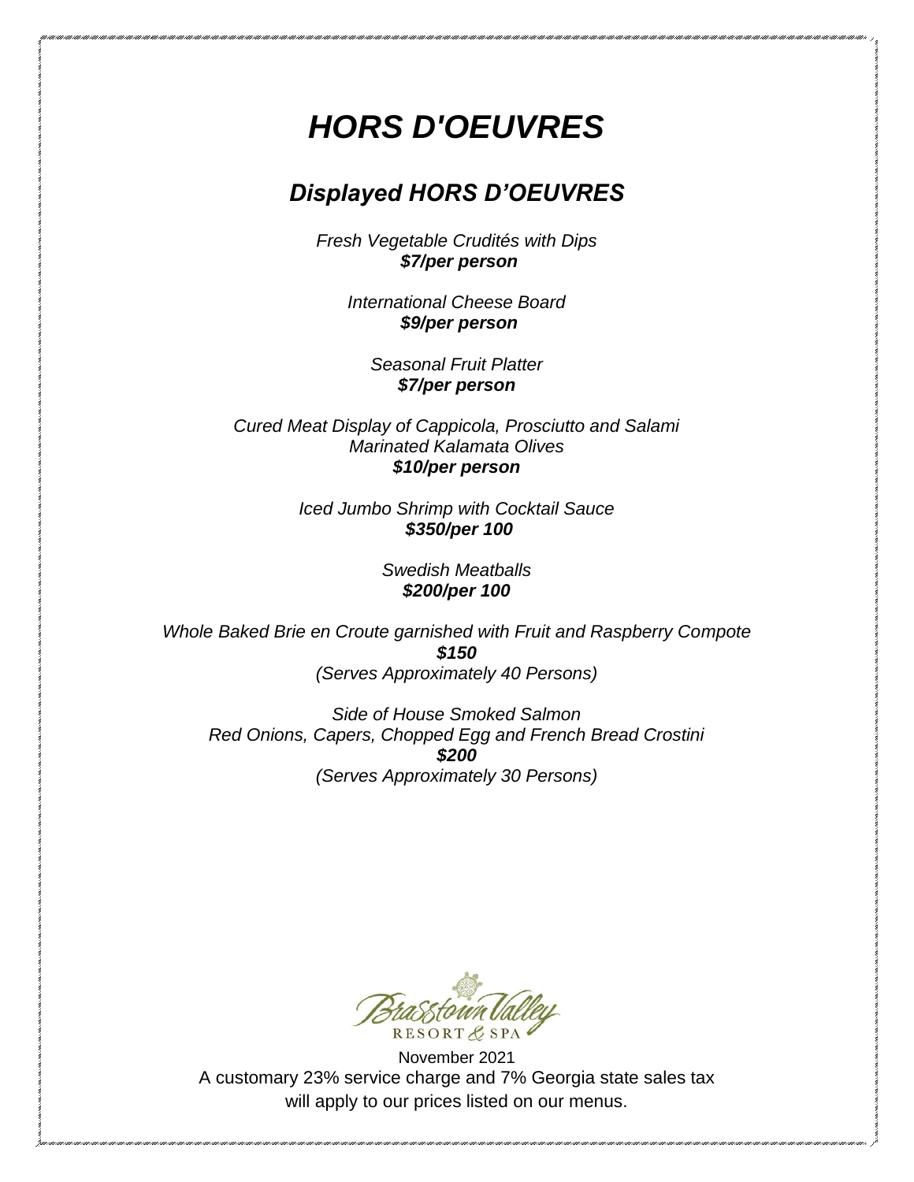# *HORS D'OEUVRES*

## *Displayed HORS D'OEUVRES*

*Fresh Vegetable Crudités with Dips*
***$7/per person***

*International Cheese Board*
***$9/per person***

*Seasonal Fruit Platter*
***$7/per person***

*Cured Meat Display of Cappicola, Prosciutto and Salami*
*Marinated Kalamata Olives*
***$10/per person***

*Iced Jumbo Shrimp with Cocktail Sauce*
***$350/per 100***

*Swedish Meatballs*
***$200/per 100***

*Whole Baked Brie en Croute garnished with Fruit and Raspberry Compote*
***$150***
*(Serves Approximately 40 Persons)*

*Side of House Smoked Salmon*
*Red Onions, Capers, Chopped Egg and French Bread Crostini*
***$200***
*(Serves Approximately 30 Persons)*

Brasstown Valley RESORT & SPA

November 2021
A customary 23% service charge and 7% Georgia state sales tax will apply to our prices listed on our menus.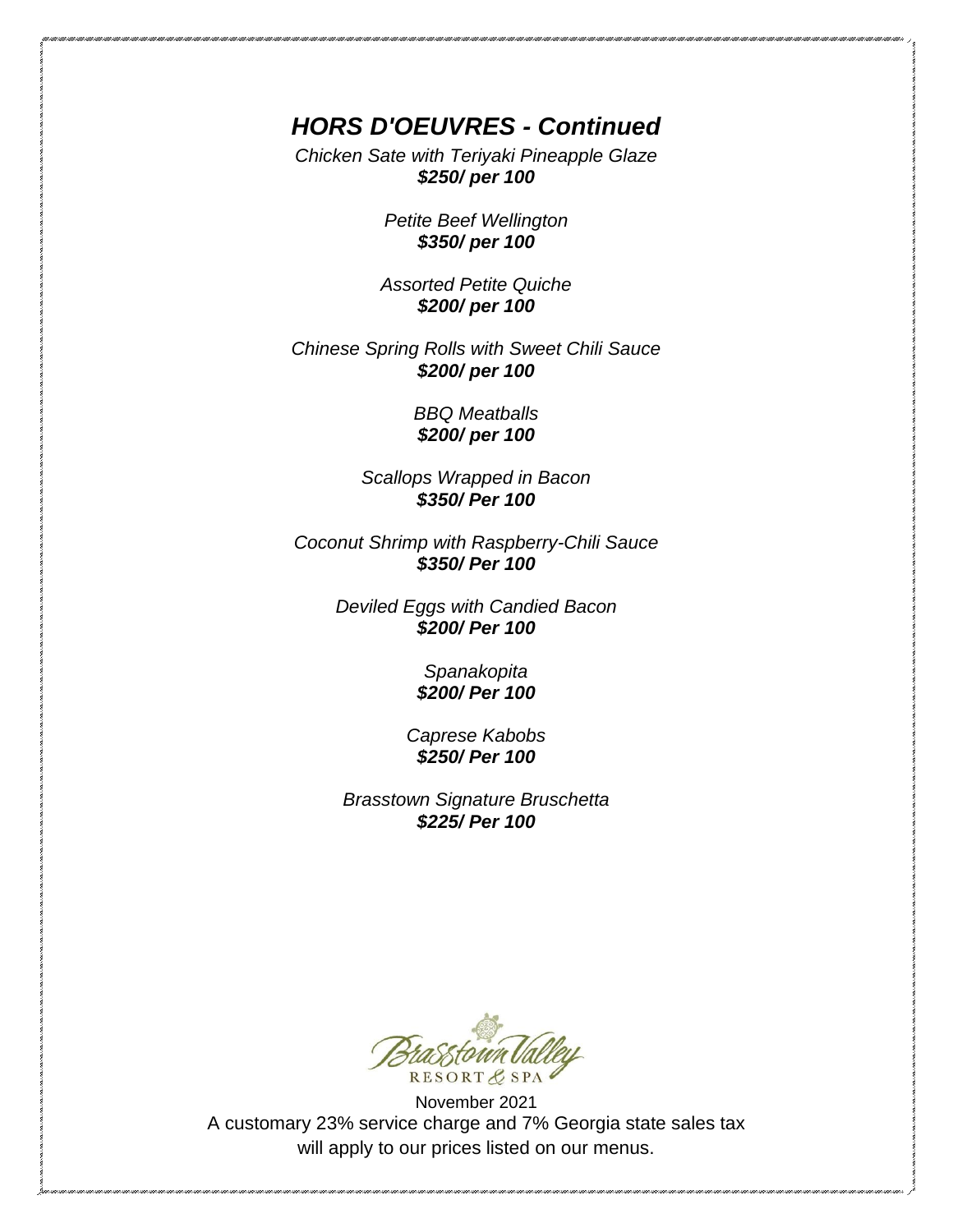## ***HORS D'OEUVRES - Continued***

*Chicken Sate with Teriyaki Pineapple Glaze*
***$250/ per 100***

*Petite Beef Wellington*
***$350/ per 100***

*Assorted Petite Quiche*
***$200/ per 100***

*Chinese Spring Rolls with Sweet Chili Sauce*
***$200/ per 100***

*BBQ Meatballs*
***$200/ per 100***

*Scallops Wrapped in Bacon*
***$350/ Per 100***

*Coconut Shrimp with Raspberry-Chili Sauce*
***$350/ Per 100***

*Deviled Eggs with Candied Bacon*
***$200/ Per 100***

*Spanakopita*
***$200/ Per 100***

*Caprese Kabobs*
***$250/ Per 100***

*Brasstown Signature Bruschetta*
***$225/ Per 100***

Brasstown Valley RESORT & SPA

November 2021
A customary 23% service charge and 7% Georgia state sales tax will apply to our prices listed on our menus.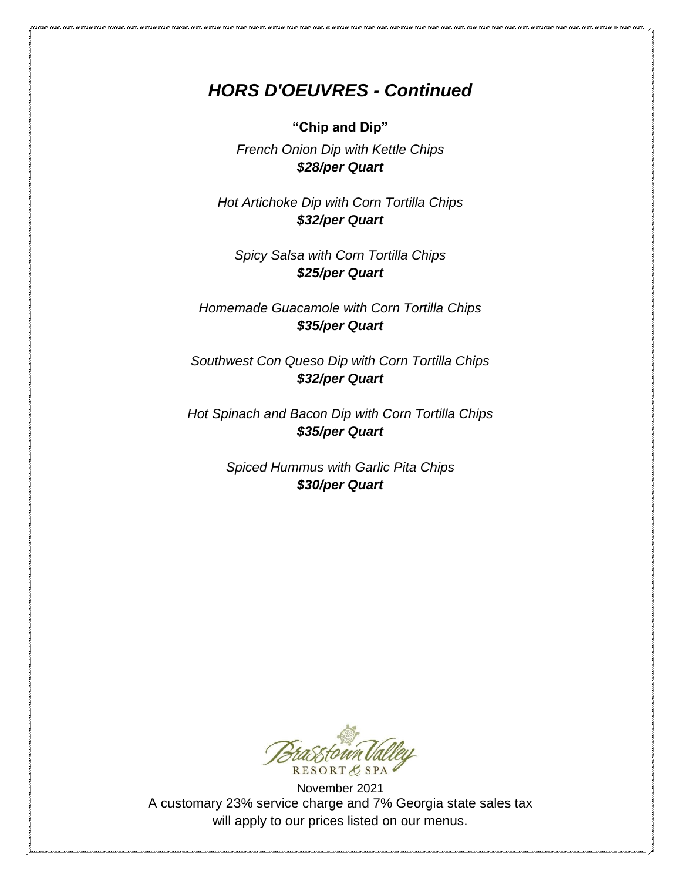## *HORS D'OEUVRES - Continued*

**"Chip and Dip"**

*French Onion Dip with Kettle Chips*
***$28/per Quart***

*Hot Artichoke Dip with Corn Tortilla Chips*
***$32/per Quart***

*Spicy Salsa with Corn Tortilla Chips*
***$25/per Quart***

*Homemade Guacamole with Corn Tortilla Chips*
***$35/per Quart***

*Southwest Con Queso Dip with Corn Tortilla Chips*
***$32/per Quart***

*Hot Spinach and Bacon Dip with Corn Tortilla Chips*
***$35/per Quart***

*Spiced Hummus with Garlic Pita Chips*
***$30/per Quart***

Brasstown Valley Resort & Spa

November 2021
A customary 23% service charge and 7% Georgia state sales tax will apply to our prices listed on our menus.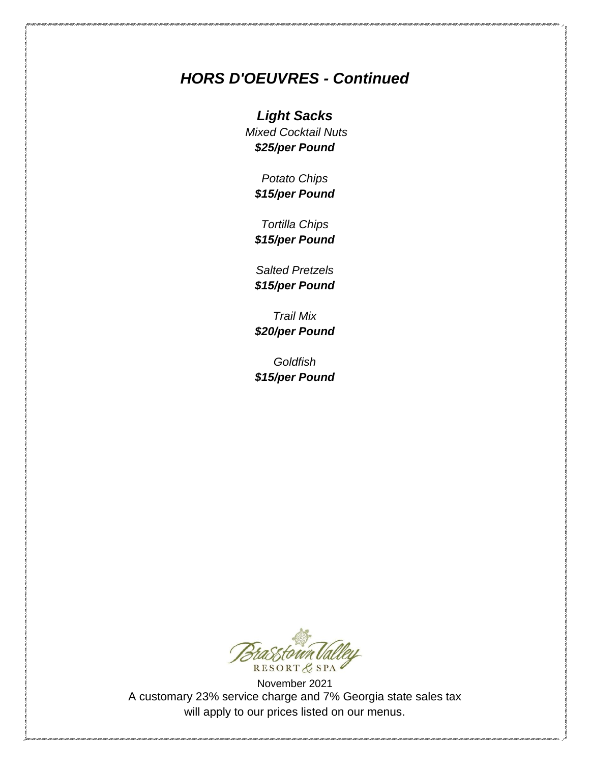# *HORS D'OEUVRES - Continued*

### *Light Sacks*

*Mixed Cocktail Nuts*
***$25/per Pound***

*Potato Chips*
***$15/per Pound***

*Tortilla Chips*
***$15/per Pound***

*Salted Pretzels*
***$15/per Pound***

*Trail Mix*
***$20/per Pound***

*Goldfish*
***$15/per Pound***

Brasstown Valley
RESORT & SPA

November 2021
A customary 23% service charge and 7% Georgia state sales tax will apply to our prices listed on our menus.